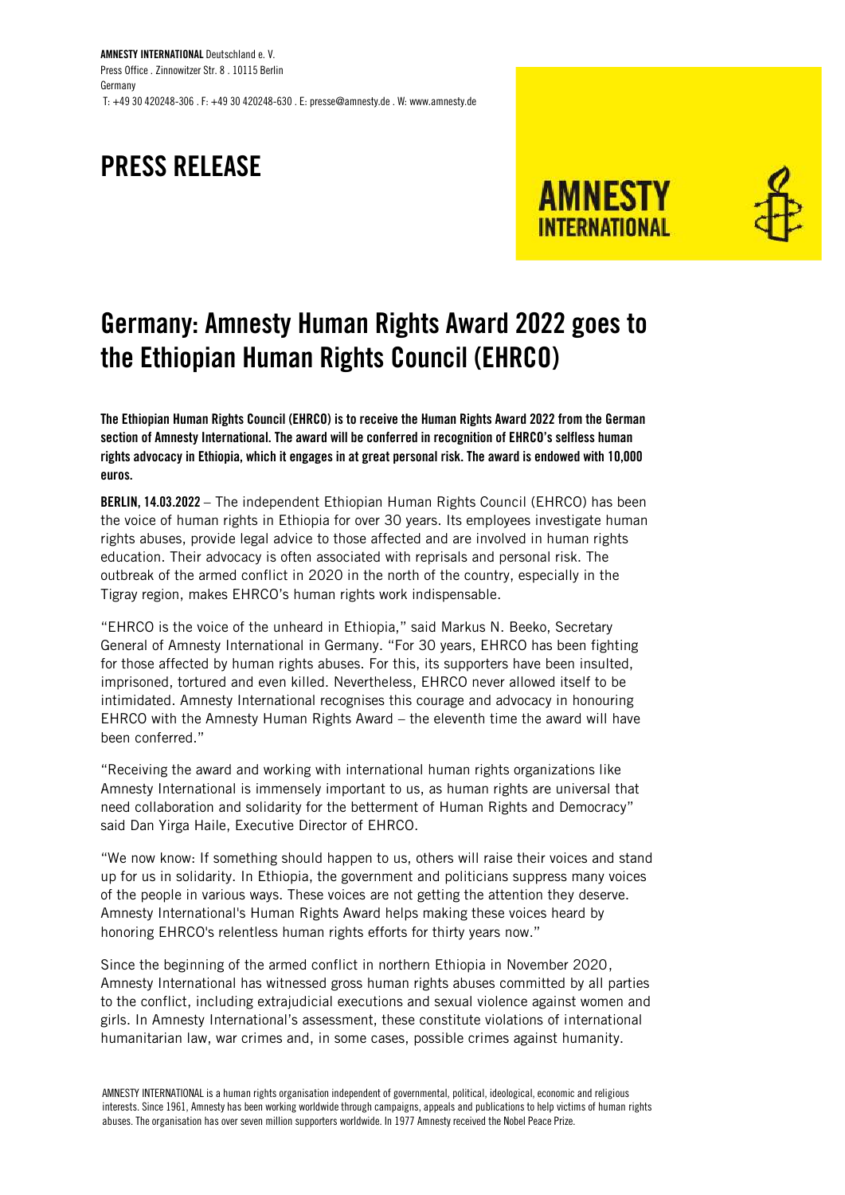**AMNESTY INTERNATIONAL** Deutschland e. V.
Press Office . Zinnowitzer Str. 8 . 10115 Berlin
Germany
T: +49 30 420248-306 . F: +49 30 420248-630 . E: presse@amnesty.de . W: www.amnesty.de

# PRESS RELEASE

# Germany: Amnesty Human Rights Award 2022 goes to the Ethiopian Human Rights Council (EHRCO)

**The Ethiopian Human Rights Council (EHRCO) is to receive the Human Rights Award 2022 from the German section of Amnesty International. The award will be conferred in recognition of EHRCO's selfless human rights advocacy in Ethiopia, which it engages in at great personal risk. The award is endowed with 10,000 euros.**

**BERLIN, 14.03.2022** – The independent Ethiopian Human Rights Council (EHRCO) has been the voice of human rights in Ethiopia for over 30 years. Its employees investigate human rights abuses, provide legal advice to those affected and are involved in human rights education. Their advocacy is often associated with reprisals and personal risk. The outbreak of the armed conflict in 2020 in the north of the country, especially in the Tigray region, makes EHRCO's human rights work indispensable.

"EHRCO is the voice of the unheard in Ethiopia," said Markus N. Beeko, Secretary General of Amnesty International in Germany. "For 30 years, EHRCO has been fighting for those affected by human rights abuses. For this, its supporters have been insulted, imprisoned, tortured and even killed. Nevertheless, EHRCO never allowed itself to be intimidated. Amnesty International recognises this courage and advocacy in honouring EHRCO with the Amnesty Human Rights Award – the eleventh time the award will have been conferred."

"Receiving the award and working with international human rights organizations like Amnesty International is immensely important to us, as human rights are universal that need collaboration and solidarity for the betterment of Human Rights and Democracy" said Dan Yirga Haile, Executive Director of EHRCO.

"We now know: If something should happen to us, others will raise their voices and stand up for us in solidarity. In Ethiopia, the government and politicians suppress many voices of the people in various ways. These voices are not getting the attention they deserve. Amnesty International's Human Rights Award helps making these voices heard by honoring EHRCO's relentless human rights efforts for thirty years now."

Since the beginning of the armed conflict in northern Ethiopia in November 2020, Amnesty International has witnessed gross human rights abuses committed by all parties to the conflict, including extrajudicial executions and sexual violence against women and girls. In Amnesty International's assessment, these constitute violations of international humanitarian law, war crimes and, in some cases, possible crimes against humanity.

AMNESTY INTERNATIONAL is a human rights organisation independent of governmental, political, ideological, economic and religious interests. Since 1961, Amnesty has been working worldwide through campaigns, appeals and publications to help victims of human rights abuses. The organisation has over seven million supporters worldwide. In 1977 Amnesty received the Nobel Peace Prize.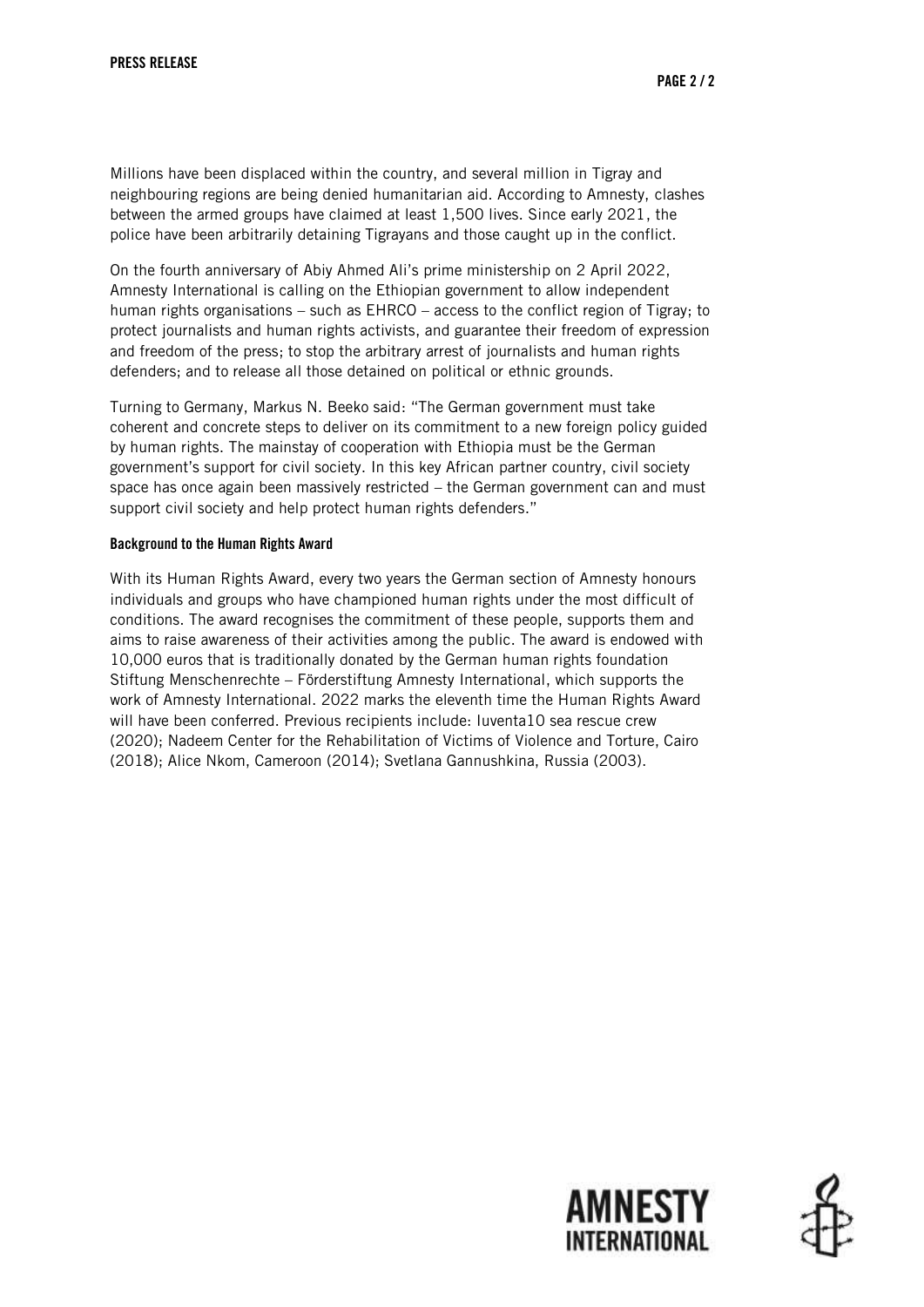Millions have been displaced within the country, and several million in Tigray and neighbouring regions are being denied humanitarian aid. According to Amnesty, clashes between the armed groups have claimed at least 1,500 lives. Since early 2021, the police have been arbitrarily detaining Tigrayans and those caught up in the conflict.

On the fourth anniversary of Abiy Ahmed Ali's prime ministership on 2 April 2022, Amnesty International is calling on the Ethiopian government to allow independent human rights organisations – such as EHRCO – access to the conflict region of Tigray; to protect journalists and human rights activists, and guarantee their freedom of expression and freedom of the press; to stop the arbitrary arrest of journalists and human rights defenders; and to release all those detained on political or ethnic grounds.

Turning to Germany, Markus N. Beeko said: "The German government must take coherent and concrete steps to deliver on its commitment to a new foreign policy guided by human rights. The mainstay of cooperation with Ethiopia must be the German government's support for civil society. In this key African partner country, civil society space has once again been massively restricted – the German government can and must support civil society and help protect human rights defenders."

### Background to the Human Rights Award

With its Human Rights Award, every two years the German section of Amnesty honours individuals and groups who have championed human rights under the most difficult of conditions. The award recognises the commitment of these people, supports them and aims to raise awareness of their activities among the public. The award is endowed with 10,000 euros that is traditionally donated by the German human rights foundation Stiftung Menschenrechte – Förderstiftung Amnesty International, which supports the work of Amnesty International. 2022 marks the eleventh time the Human Rights Award will have been conferred. Previous recipients include: Iuventa10 sea rescue crew (2020); Nadeem Center for the Rehabilitation of Victims of Violence and Torture, Cairo (2018); Alice Nkom, Cameroon (2014); Svetlana Gannushkina, Russia (2003).